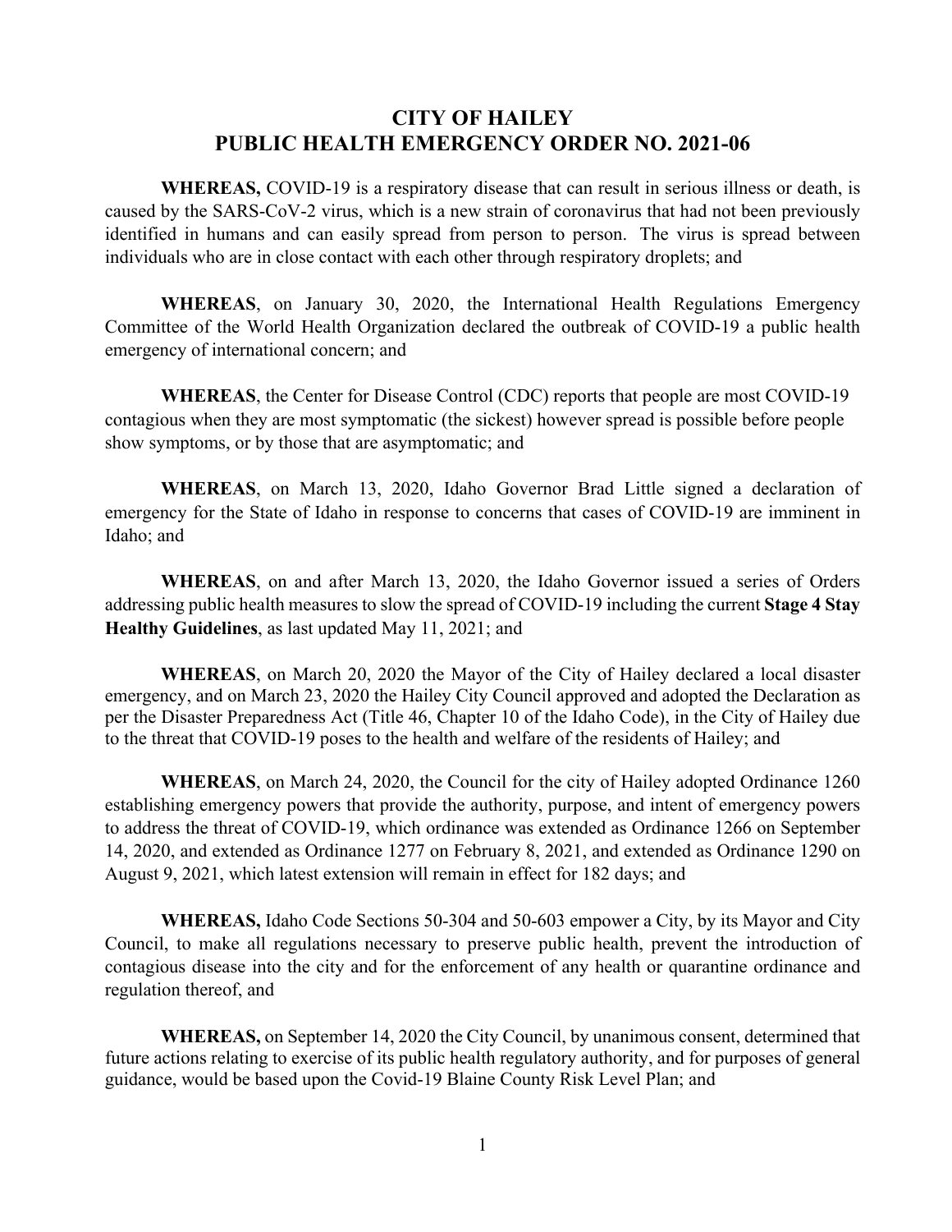# CITY OF HAILEY
# PUBLIC HEALTH EMERGENCY ORDER NO. 2021-06

**WHEREAS,** COVID-19 is a respiratory disease that can result in serious illness or death, is caused by the SARS-CoV-2 virus, which is a new strain of coronavirus that had not been previously identified in humans and can easily spread from person to person. The virus is spread between individuals who are in close contact with each other through respiratory droplets; and

**WHEREAS**, on January 30, 2020, the International Health Regulations Emergency Committee of the World Health Organization declared the outbreak of COVID-19 a public health emergency of international concern; and

**WHEREAS**, the Center for Disease Control (CDC) reports that people are most COVID-19 contagious when they are most symptomatic (the sickest) however spread is possible before people show symptoms, or by those that are asymptomatic; and

**WHEREAS**, on March 13, 2020, Idaho Governor Brad Little signed a declaration of emergency for the State of Idaho in response to concerns that cases of COVID-19 are imminent in Idaho; and

**WHEREAS**, on and after March 13, 2020, the Idaho Governor issued a series of Orders addressing public health measures to slow the spread of COVID-19 including the current **Stage 4 Stay Healthy Guidelines**, as last updated May 11, 2021; and

**WHEREAS**, on March 20, 2020 the Mayor of the City of Hailey declared a local disaster emergency, and on March 23, 2020 the Hailey City Council approved and adopted the Declaration as per the Disaster Preparedness Act (Title 46, Chapter 10 of the Idaho Code), in the City of Hailey due to the threat that COVID-19 poses to the health and welfare of the residents of Hailey; and

**WHEREAS**, on March 24, 2020, the Council for the city of Hailey adopted Ordinance 1260 establishing emergency powers that provide the authority, purpose, and intent of emergency powers to address the threat of COVID-19, which ordinance was extended as Ordinance 1266 on September 14, 2020, and extended as Ordinance 1277 on February 8, 2021, and extended as Ordinance 1290 on August 9, 2021, which latest extension will remain in effect for 182 days; and

**WHEREAS,** Idaho Code Sections 50-304 and 50-603 empower a City, by its Mayor and City Council, to make all regulations necessary to preserve public health, prevent the introduction of contagious disease into the city and for the enforcement of any health or quarantine ordinance and regulation thereof, and

**WHEREAS,** on September 14, 2020 the City Council, by unanimous consent, determined that future actions relating to exercise of its public health regulatory authority, and for purposes of general guidance, would be based upon the Covid-19 Blaine County Risk Level Plan; and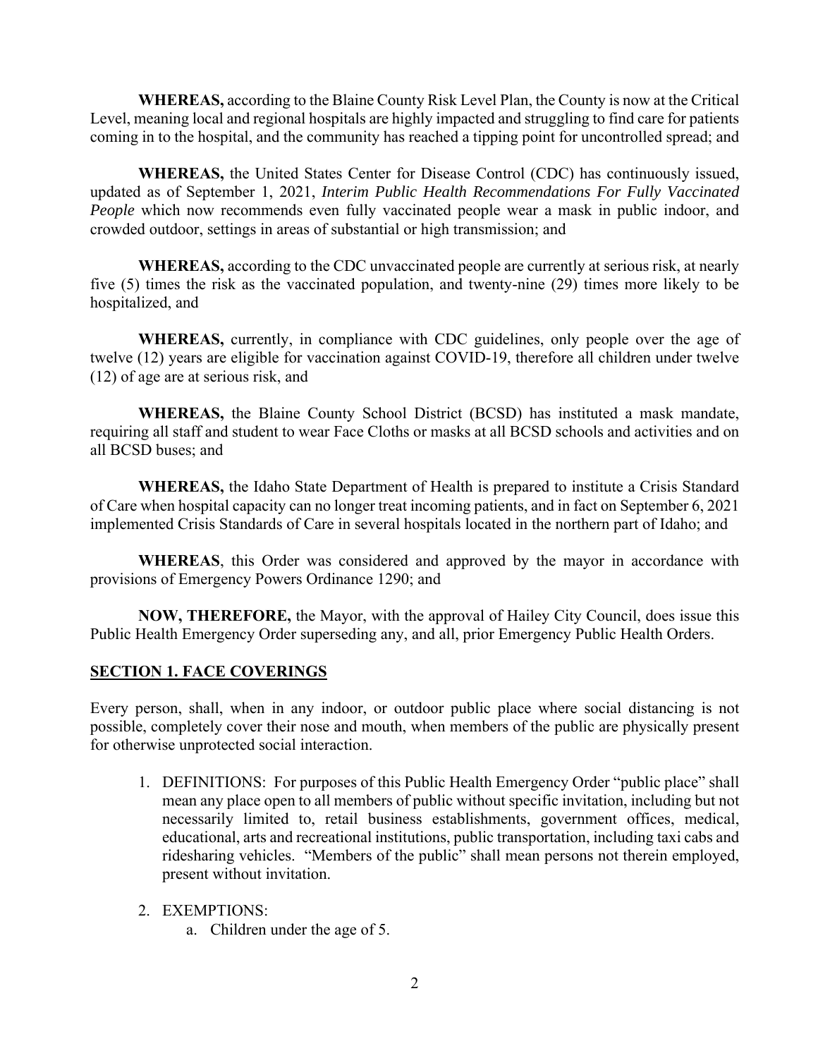**WHEREAS,** according to the Blaine County Risk Level Plan, the County is now at the Critical Level, meaning local and regional hospitals are highly impacted and struggling to find care for patients coming in to the hospital, and the community has reached a tipping point for uncontrolled spread; and

**WHEREAS,** the United States Center for Disease Control (CDC) has continuously issued, updated as of September 1, 2021, *Interim Public Health Recommendations For Fully Vaccinated People* which now recommends even fully vaccinated people wear a mask in public indoor, and crowded outdoor, settings in areas of substantial or high transmission; and

**WHEREAS,** according to the CDC unvaccinated people are currently at serious risk, at nearly five (5) times the risk as the vaccinated population, and twenty-nine (29) times more likely to be hospitalized, and

**WHEREAS,** currently, in compliance with CDC guidelines, only people over the age of twelve (12) years are eligible for vaccination against COVID-19, therefore all children under twelve (12) of age are at serious risk, and

**WHEREAS,** the Blaine County School District (BCSD) has instituted a mask mandate, requiring all staff and student to wear Face Cloths or masks at all BCSD schools and activities and on all BCSD buses; and

**WHEREAS,** the Idaho State Department of Health is prepared to institute a Crisis Standard of Care when hospital capacity can no longer treat incoming patients, and in fact on September 6, 2021 implemented Crisis Standards of Care in several hospitals located in the northern part of Idaho; and

**WHEREAS**, this Order was considered and approved by the mayor in accordance with provisions of Emergency Powers Ordinance 1290; and

**NOW, THEREFORE,** the Mayor, with the approval of Hailey City Council, does issue this Public Health Emergency Order superseding any, and all, prior Emergency Public Health Orders.

## SECTION 1. FACE COVERINGS

Every person, shall, when in any indoor, or outdoor public place where social distancing is not possible, completely cover their nose and mouth, when members of the public are physically present for otherwise unprotected social interaction.

1. DEFINITIONS: For purposes of this Public Health Emergency Order "public place" shall mean any place open to all members of public without specific invitation, including but not necessarily limited to, retail business establishments, government offices, medical, educational, arts and recreational institutions, public transportation, including taxi cabs and ridesharing vehicles. "Members of the public" shall mean persons not therein employed, present without invitation.

2. EXEMPTIONS:
   a. Children under the age of 5.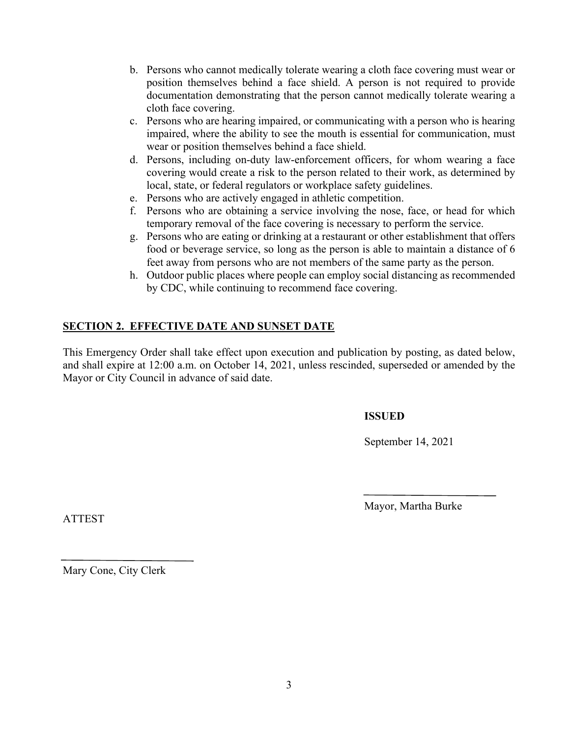b. Persons who cannot medically tolerate wearing a cloth face covering must wear or position themselves behind a face shield. A person is not required to provide documentation demonstrating that the person cannot medically tolerate wearing a cloth face covering.
c. Persons who are hearing impaired, or communicating with a person who is hearing impaired, where the ability to see the mouth is essential for communication, must wear or position themselves behind a face shield.
d. Persons, including on-duty law-enforcement officers, for whom wearing a face covering would create a risk to the person related to their work, as determined by local, state, or federal regulators or workplace safety guidelines.
e. Persons who are actively engaged in athletic competition.
f. Persons who are obtaining a service involving the nose, face, or head for which temporary removal of the face covering is necessary to perform the service.
g. Persons who are eating or drinking at a restaurant or other establishment that offers food or beverage service, so long as the person is able to maintain a distance of 6 feet away from persons who are not members of the same party as the person.
h. Outdoor public places where people can employ social distancing as recommended by CDC, while continuing to recommend face covering.

## SECTION 2. EFFECTIVE DATE AND SUNSET DATE

This Emergency Order shall take effect upon execution and publication by posting, as dated below, and shall expire at 12:00 a.m. on October 14, 2021, unless rescinded, superseded or amended by the Mayor or City Council in advance of said date.

**ISSUED**

September 14, 2021

\_\_\_\_\_\_\_\_\_\_\_\_\_\_\_\_\_\_\_\_\_\_\_\_

Mayor, Martha Burke

ATTEST

\_\_\_\_\_\_\_\_\_\_\_\_\_\_\_\_\_\_\_\_\_\_\_\_

Mary Cone, City Clerk